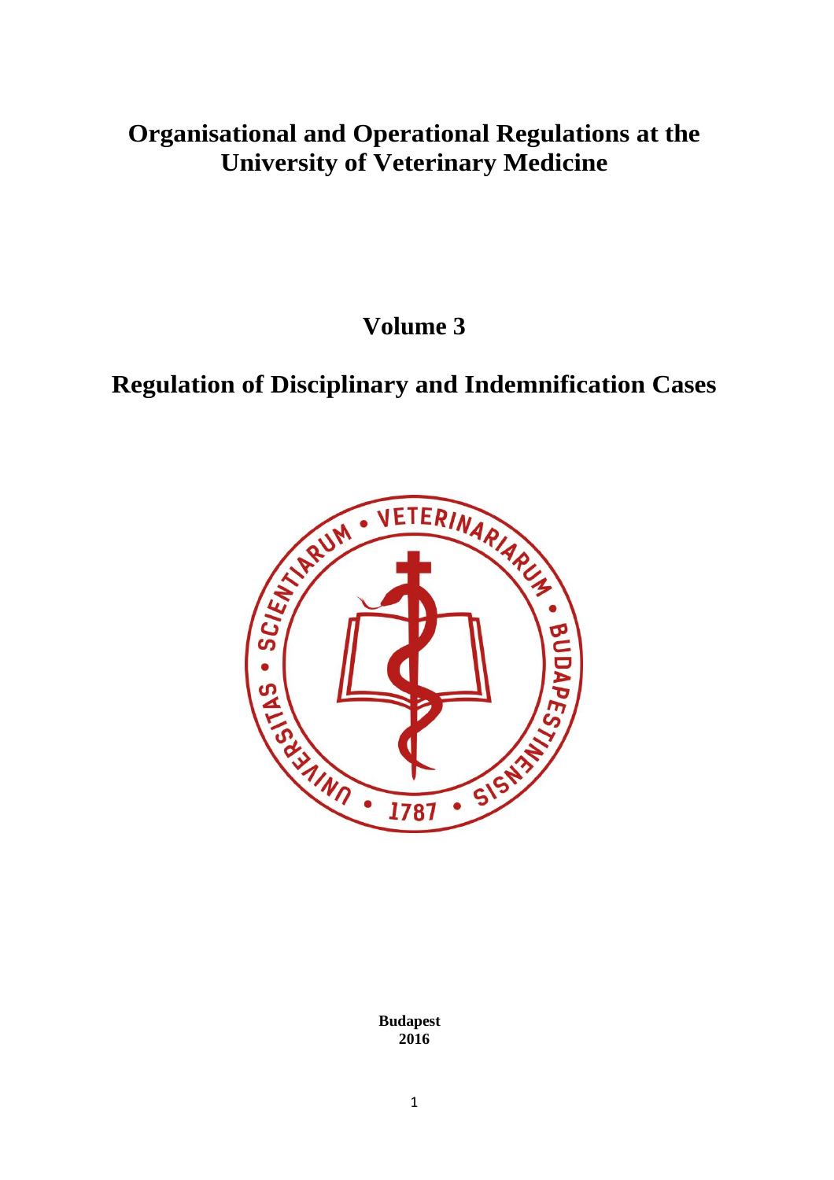# Organisational and Operational Regulations at the University of Veterinary Medicine

## Volume 3

## Regulation of Disciplinary and Indemnification Cases

**Budapest**
**2016**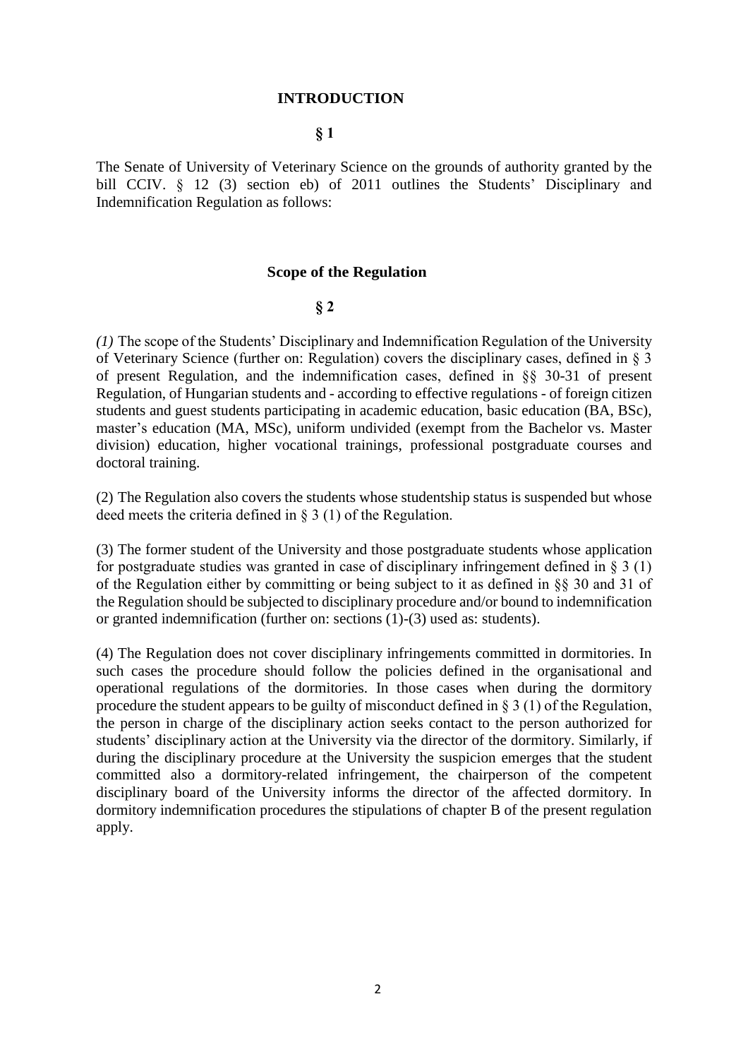## INTRODUCTION

### § 1

The Senate of University of Veterinary Science on the grounds of authority granted by the bill CCIV. § 12 (3) section eb) of 2011 outlines the Students' Disciplinary and Indemnification Regulation as follows:

## Scope of the Regulation

### § 2

*(1)* The scope of the Students' Disciplinary and Indemnification Regulation of the University of Veterinary Science (further on: Regulation) covers the disciplinary cases, defined in § 3 of present Regulation, and the indemnification cases, defined in §§ 30-31 of present Regulation, of Hungarian students and - according to effective regulations - of foreign citizen students and guest students participating in academic education, basic education (BA, BSc), master's education (MA, MSc), uniform undivided (exempt from the Bachelor vs. Master division) education, higher vocational trainings, professional postgraduate courses and doctoral training.

(2) The Regulation also covers the students whose studentship status is suspended but whose deed meets the criteria defined in § 3 (1) of the Regulation.

(3) The former student of the University and those postgraduate students whose application for postgraduate studies was granted in case of disciplinary infringement defined in § 3 (1) of the Regulation either by committing or being subject to it as defined in §§ 30 and 31 of the Regulation should be subjected to disciplinary procedure and/or bound to indemnification or granted indemnification (further on: sections (1)-(3) used as: students).

(4) The Regulation does not cover disciplinary infringements committed in dormitories. In such cases the procedure should follow the policies defined in the organisational and operational regulations of the dormitories. In those cases when during the dormitory procedure the student appears to be guilty of misconduct defined in § 3 (1) of the Regulation, the person in charge of the disciplinary action seeks contact to the person authorized for students' disciplinary action at the University via the director of the dormitory. Similarly, if during the disciplinary procedure at the University the suspicion emerges that the student committed also a dormitory-related infringement, the chairperson of the competent disciplinary board of the University informs the director of the affected dormitory. In dormitory indemnification procedures the stipulations of chapter B of the present regulation apply.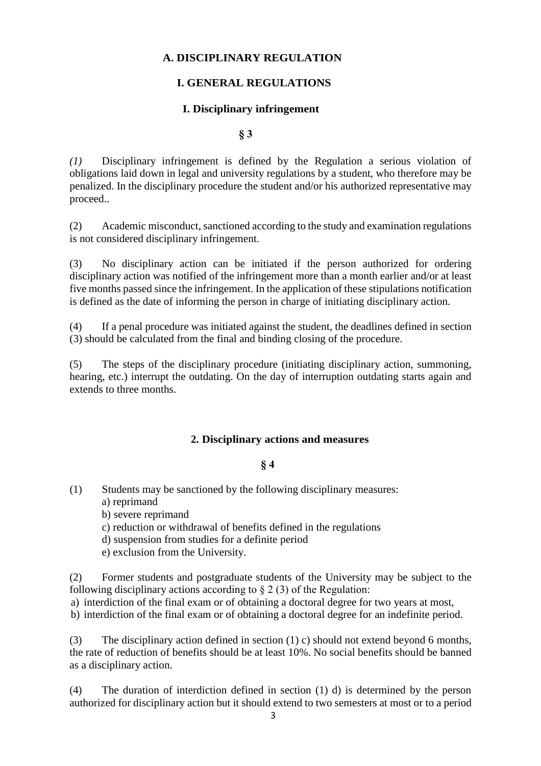# A. DISCIPLINARY REGULATION

## I. GENERAL REGULATIONS

### I. Disciplinary infringement

**§ 3**

*(1)* Disciplinary infringement is defined by the Regulation a serious violation of obligations laid down in legal and university regulations by a student, who therefore may be penalized. In the disciplinary procedure the student and/or his authorized representative may proceed..

(2) Academic misconduct, sanctioned according to the study and examination regulations is not considered disciplinary infringement.

(3) No disciplinary action can be initiated if the person authorized for ordering disciplinary action was notified of the infringement more than a month earlier and/or at least five months passed since the infringement. In the application of these stipulations notification is defined as the date of informing the person in charge of initiating disciplinary action.

(4) If a penal procedure was initiated against the student, the deadlines defined in section (3) should be calculated from the final and binding closing of the procedure.

(5) The steps of the disciplinary procedure (initiating disciplinary action, summoning, hearing, etc.) interrupt the outdating. On the day of interruption outdating starts again and extends to three months.

### 2. Disciplinary actions and measures

**§ 4**

(1) Students may be sanctioned by the following disciplinary measures:
   a) reprimand
   b) severe reprimand
   c) reduction or withdrawal of benefits defined in the regulations
   d) suspension from studies for a definite period
   e) exclusion from the University.

(2) Former students and postgraduate students of the University may be subject to the following disciplinary actions according to § 2 (3) of the Regulation:
   a) interdiction of the final exam or of obtaining a doctoral degree for two years at most,
   b) interdiction of the final exam or of obtaining a doctoral degree for an indefinite period.

(3) The disciplinary action defined in section (1) c) should not extend beyond 6 months, the rate of reduction of benefits should be at least 10%. No social benefits should be banned as a disciplinary action.

(4) The duration of interdiction defined in section (1) d) is determined by the person authorized for disciplinary action but it should extend to two semesters at most or to a period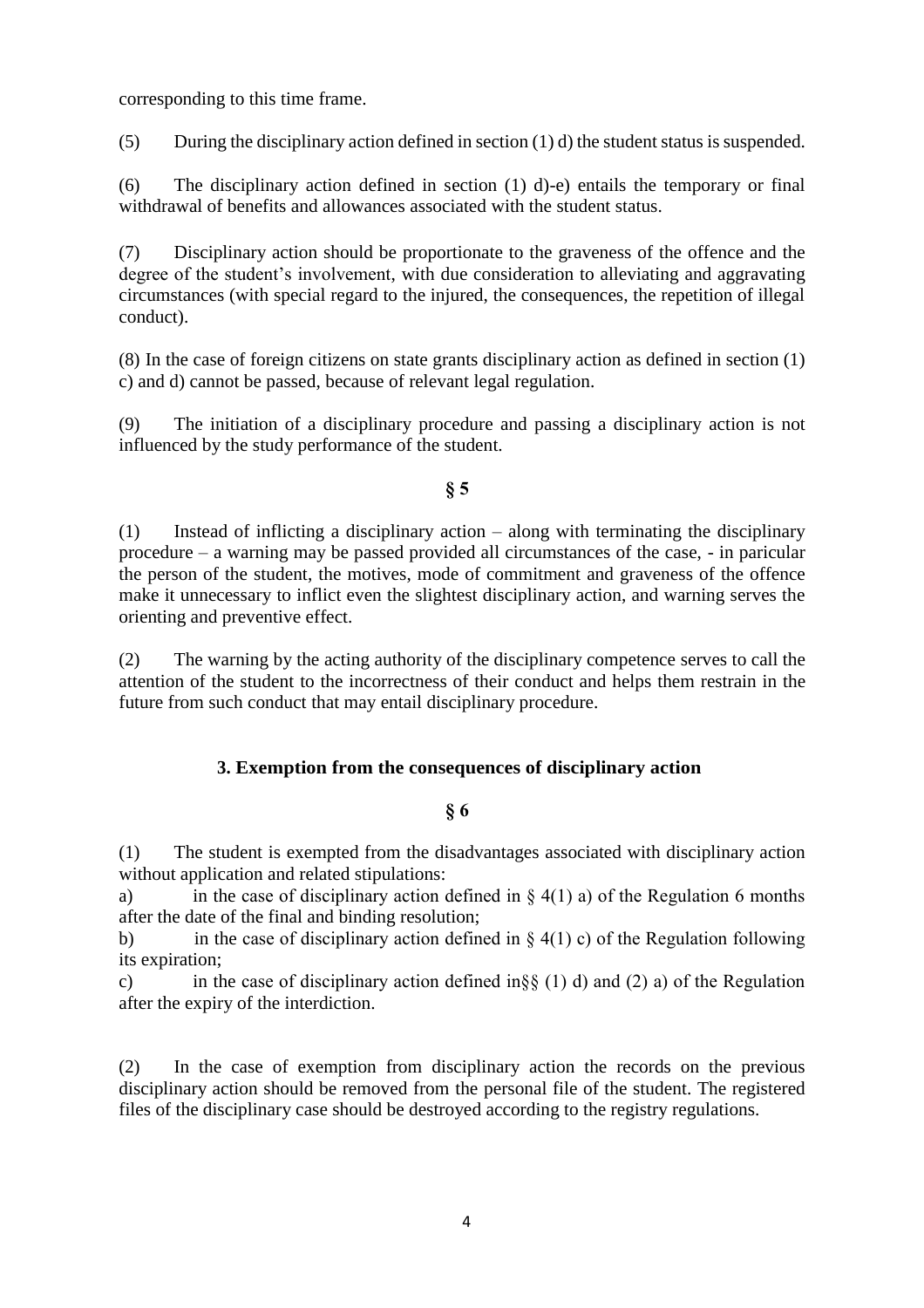corresponding to this time frame.

(5) During the disciplinary action defined in section (1) d) the student status is suspended.

(6) The disciplinary action defined in section (1) d)-e) entails the temporary or final withdrawal of benefits and allowances associated with the student status.

(7) Disciplinary action should be proportionate to the graveness of the offence and the degree of the student's involvement, with due consideration to alleviating and aggravating circumstances (with special regard to the injured, the consequences, the repetition of illegal conduct).

(8) In the case of foreign citizens on state grants disciplinary action as defined in section (1) c) and d) cannot be passed, because of relevant legal regulation.

(9) The initiation of a disciplinary procedure and passing a disciplinary action is not influenced by the study performance of the student.

**§ 5**

(1) Instead of inflicting a disciplinary action – along with terminating the disciplinary procedure – a warning may be passed provided all circumstances of the case, - in paricular the person of the student, the motives, mode of commitment and graveness of the offence make it unnecessary to inflict even the slightest disciplinary action, and warning serves the orienting and preventive effect.

(2) The warning by the acting authority of the disciplinary competence serves to call the attention of the student to the incorrectness of their conduct and helps them restrain in the future from such conduct that may entail disciplinary procedure.

### 3. Exemption from the consequences of disciplinary action

**§ 6**

(1) The student is exempted from the disadvantages associated with disciplinary action without application and related stipulations:

a) in the case of disciplinary action defined in § 4(1) a) of the Regulation 6 months after the date of the final and binding resolution;

b) in the case of disciplinary action defined in § 4(1) c) of the Regulation following its expiration;

c) in the case of disciplinary action defined in§§ (1) d) and (2) a) of the Regulation after the expiry of the interdiction.

(2) In the case of exemption from disciplinary action the records on the previous disciplinary action should be removed from the personal file of the student. The registered files of the disciplinary case should be destroyed according to the registry regulations.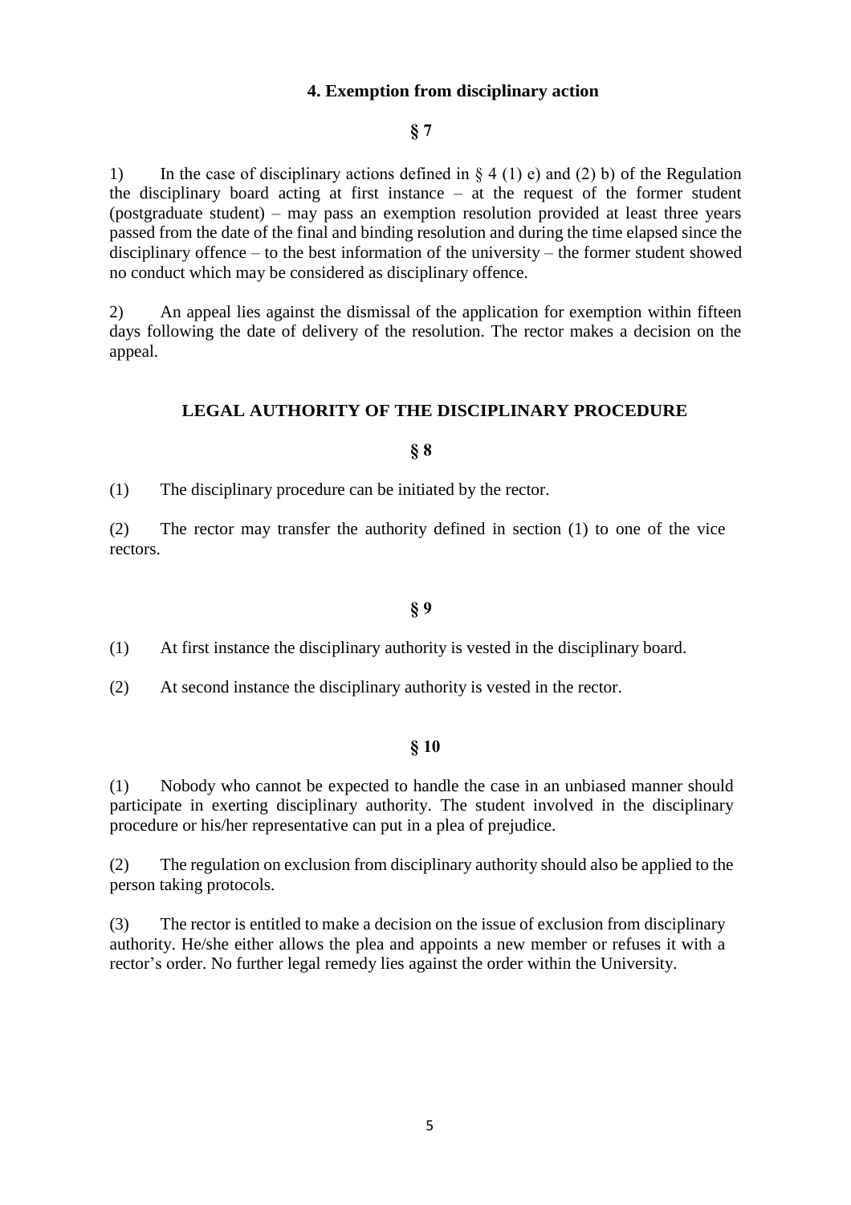### 4. Exemption from disciplinary action

**§ 7**

1) In the case of disciplinary actions defined in § 4 (1) e) and (2) b) of the Regulation the disciplinary board acting at first instance – at the request of the former student (postgraduate student) – may pass an exemption resolution provided at least three years passed from the date of the final and binding resolution and during the time elapsed since the disciplinary offence – to the best information of the university – the former student showed no conduct which may be considered as disciplinary offence.

2) An appeal lies against the dismissal of the application for exemption within fifteen days following the date of delivery of the resolution. The rector makes a decision on the appeal.

## LEGAL AUTHORITY OF THE DISCIPLINARY PROCEDURE

**§ 8**

(1) The disciplinary procedure can be initiated by the rector.

(2) The rector may transfer the authority defined in section (1) to one of the vice rectors.

**§ 9**

(1) At first instance the disciplinary authority is vested in the disciplinary board.

(2) At second instance the disciplinary authority is vested in the rector.

**§ 10**

(1) Nobody who cannot be expected to handle the case in an unbiased manner should participate in exerting disciplinary authority. The student involved in the disciplinary procedure or his/her representative can put in a plea of prejudice.

(2) The regulation on exclusion from disciplinary authority should also be applied to the person taking protocols.

(3) The rector is entitled to make a decision on the issue of exclusion from disciplinary authority. He/she either allows the plea and appoints a new member or refuses it with a rector's order. No further legal remedy lies against the order within the University.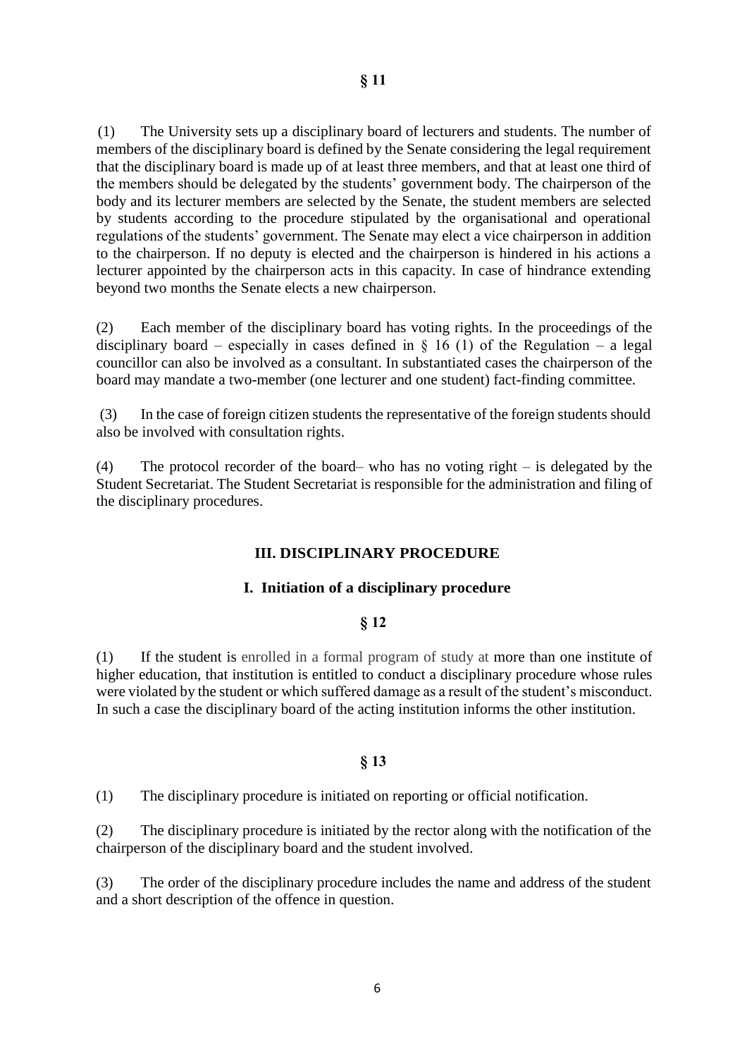**§ 11**

(1) The University sets up a disciplinary board of lecturers and students. The number of members of the disciplinary board is defined by the Senate considering the legal requirement that the disciplinary board is made up of at least three members, and that at least one third of the members should be delegated by the students' government body. The chairperson of the body and its lecturer members are selected by the Senate, the student members are selected by students according to the procedure stipulated by the organisational and operational regulations of the students' government. The Senate may elect a vice chairperson in addition to the chairperson. If no deputy is elected and the chairperson is hindered in his actions a lecturer appointed by the chairperson acts in this capacity. In case of hindrance extending beyond two months the Senate elects a new chairperson.

(2) Each member of the disciplinary board has voting rights. In the proceedings of the disciplinary board – especially in cases defined in § 16 (1) of the Regulation – a legal councillor can also be involved as a consultant. In substantiated cases the chairperson of the board may mandate a two-member (one lecturer and one student) fact-finding committee.

(3) In the case of foreign citizen students the representative of the foreign students should also be involved with consultation rights.

(4) The protocol recorder of the board– who has no voting right – is delegated by the Student Secretariat. The Student Secretariat is responsible for the administration and filing of the disciplinary procedures.

## III. DISCIPLINARY PROCEDURE

### I. Initiation of a disciplinary procedure

**§ 12**

(1) If the student is enrolled in a formal program of study at more than one institute of higher education, that institution is entitled to conduct a disciplinary procedure whose rules were violated by the student or which suffered damage as a result of the student's misconduct. In such a case the disciplinary board of the acting institution informs the other institution.

**§ 13**

(1) The disciplinary procedure is initiated on reporting or official notification.

(2) The disciplinary procedure is initiated by the rector along with the notification of the chairperson of the disciplinary board and the student involved.

(3) The order of the disciplinary procedure includes the name and address of the student and a short description of the offence in question.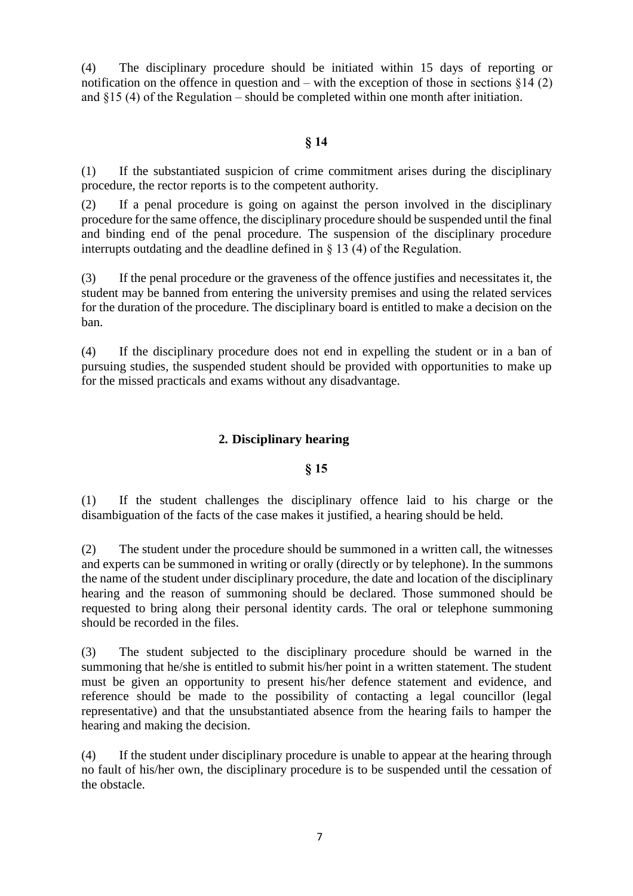(4) The disciplinary procedure should be initiated within 15 days of reporting or notification on the offence in question and – with the exception of those in sections §14 (2) and §15 (4) of the Regulation – should be completed within one month after initiation.

**§ 14**

(1) If the substantiated suspicion of crime commitment arises during the disciplinary procedure, the rector reports is to the competent authority.

(2) If a penal procedure is going on against the person involved in the disciplinary procedure for the same offence, the disciplinary procedure should be suspended until the final and binding end of the penal procedure. The suspension of the disciplinary procedure interrupts outdating and the deadline defined in § 13 (4) of the Regulation.

(3) If the penal procedure or the graveness of the offence justifies and necessitates it, the student may be banned from entering the university premises and using the related services for the duration of the procedure. The disciplinary board is entitled to make a decision on the ban.

(4) If the disciplinary procedure does not end in expelling the student or in a ban of pursuing studies, the suspended student should be provided with opportunities to make up for the missed practicals and exams without any disadvantage.

## 2. Disciplinary hearing

**§ 15**

(1) If the student challenges the disciplinary offence laid to his charge or the disambiguation of the facts of the case makes it justified, a hearing should be held.

(2) The student under the procedure should be summoned in a written call, the witnesses and experts can be summoned in writing or orally (directly or by telephone). In the summons the name of the student under disciplinary procedure, the date and location of the disciplinary hearing and the reason of summoning should be declared. Those summoned should be requested to bring along their personal identity cards. The oral or telephone summoning should be recorded in the files.

(3) The student subjected to the disciplinary procedure should be warned in the summoning that he/she is entitled to submit his/her point in a written statement. The student must be given an opportunity to present his/her defence statement and evidence, and reference should be made to the possibility of contacting a legal councillor (legal representative) and that the unsubstantiated absence from the hearing fails to hamper the hearing and making the decision.

(4) If the student under disciplinary procedure is unable to appear at the hearing through no fault of his/her own, the disciplinary procedure is to be suspended until the cessation of the obstacle.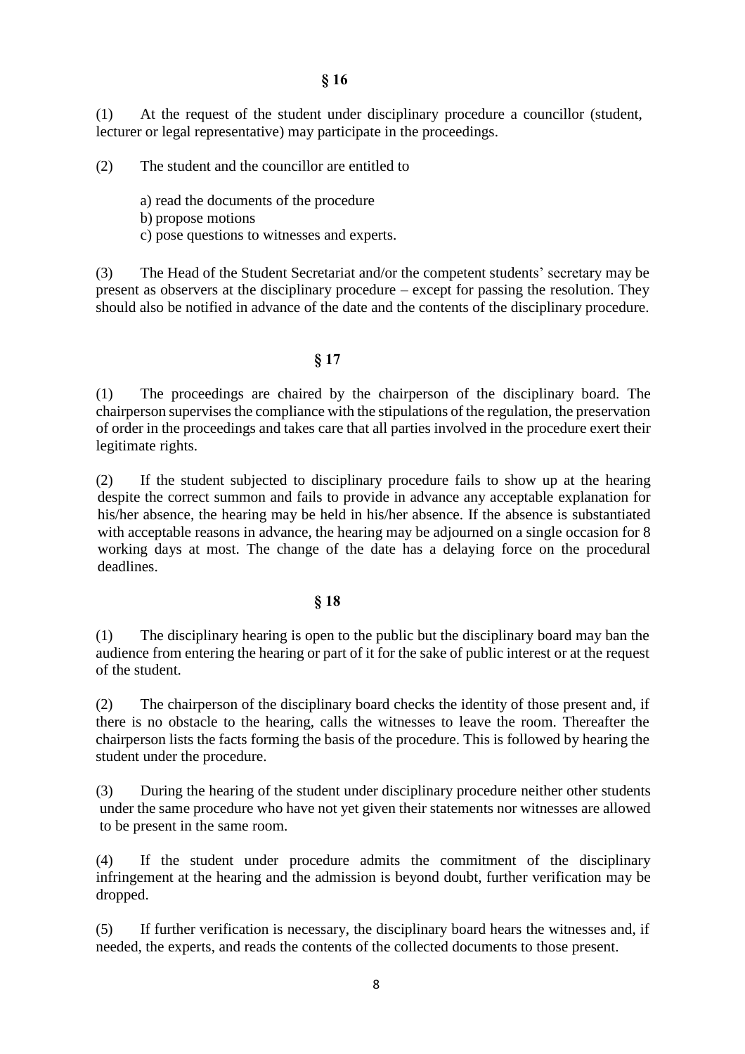## § 16

(1) At the request of the student under disciplinary procedure a councillor (student, lecturer or legal representative) may participate in the proceedings.

(2) The student and the councillor are entitled to

a) read the documents of the procedure
b) propose motions
c) pose questions to witnesses and experts.

(3) The Head of the Student Secretariat and/or the competent students' secretary may be present as observers at the disciplinary procedure – except for passing the resolution. They should also be notified in advance of the date and the contents of the disciplinary procedure.

## § 17

(1) The proceedings are chaired by the chairperson of the disciplinary board. The chairperson supervises the compliance with the stipulations of the regulation, the preservation of order in the proceedings and takes care that all parties involved in the procedure exert their legitimate rights.

(2) If the student subjected to disciplinary procedure fails to show up at the hearing despite the correct summon and fails to provide in advance any acceptable explanation for his/her absence, the hearing may be held in his/her absence. If the absence is substantiated with acceptable reasons in advance, the hearing may be adjourned on a single occasion for 8 working days at most. The change of the date has a delaying force on the procedural deadlines.

## § 18

(1) The disciplinary hearing is open to the public but the disciplinary board may ban the audience from entering the hearing or part of it for the sake of public interest or at the request of the student.

(2) The chairperson of the disciplinary board checks the identity of those present and, if there is no obstacle to the hearing, calls the witnesses to leave the room. Thereafter the chairperson lists the facts forming the basis of the procedure. This is followed by hearing the student under the procedure.

(3) During the hearing of the student under disciplinary procedure neither other students under the same procedure who have not yet given their statements nor witnesses are allowed to be present in the same room.

(4) If the student under procedure admits the commitment of the disciplinary infringement at the hearing and the admission is beyond doubt, further verification may be dropped.

(5) If further verification is necessary, the disciplinary board hears the witnesses and, if needed, the experts, and reads the contents of the collected documents to those present.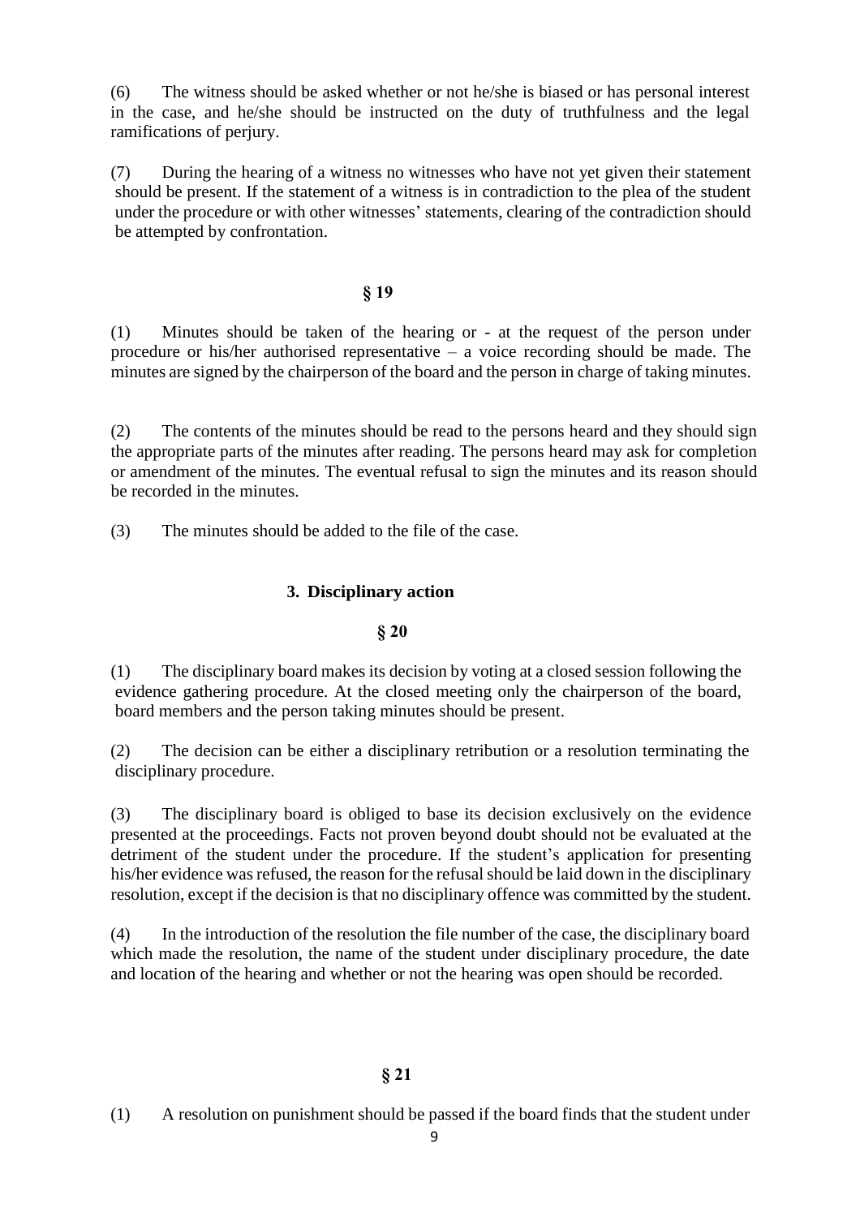(6) The witness should be asked whether or not he/she is biased or has personal interest in the case, and he/she should be instructed on the duty of truthfulness and the legal ramifications of perjury.

(7) During the hearing of a witness no witnesses who have not yet given their statement should be present. If the statement of a witness is in contradiction to the plea of the student under the procedure or with other witnesses' statements, clearing of the contradiction should be attempted by confrontation.

**§ 19**

(1) Minutes should be taken of the hearing or - at the request of the person under procedure or his/her authorised representative – a voice recording should be made. The minutes are signed by the chairperson of the board and the person in charge of taking minutes.

(2) The contents of the minutes should be read to the persons heard and they should sign the appropriate parts of the minutes after reading. The persons heard may ask for completion or amendment of the minutes. The eventual refusal to sign the minutes and its reason should be recorded in the minutes.

(3) The minutes should be added to the file of the case.

## 3. Disciplinary action

**§ 20**

(1) The disciplinary board makes its decision by voting at a closed session following the evidence gathering procedure. At the closed meeting only the chairperson of the board, board members and the person taking minutes should be present.

(2) The decision can be either a disciplinary retribution or a resolution terminating the disciplinary procedure.

(3) The disciplinary board is obliged to base its decision exclusively on the evidence presented at the proceedings. Facts not proven beyond doubt should not be evaluated at the detriment of the student under the procedure. If the student's application for presenting his/her evidence was refused, the reason for the refusal should be laid down in the disciplinary resolution, except if the decision is that no disciplinary offence was committed by the student.

(4) In the introduction of the resolution the file number of the case, the disciplinary board which made the resolution, the name of the student under disciplinary procedure, the date and location of the hearing and whether or not the hearing was open should be recorded.

**§ 21**

(1) A resolution on punishment should be passed if the board finds that the student under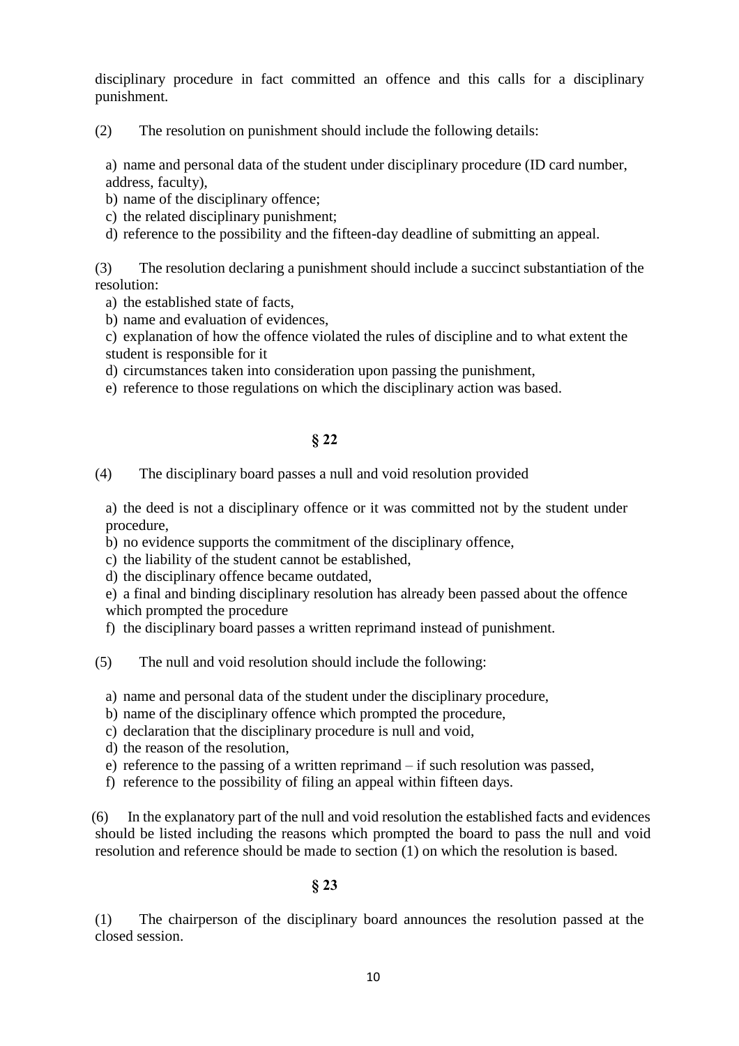disciplinary procedure in fact committed an offence and this calls for a disciplinary punishment.

(2) The resolution on punishment should include the following details:

a) name and personal data of the student under disciplinary procedure (ID card number, address, faculty),
b) name of the disciplinary offence;
c) the related disciplinary punishment;
d) reference to the possibility and the fifteen-day deadline of submitting an appeal.

(3) The resolution declaring a punishment should include a succinct substantiation of the resolution:
a) the established state of facts,
b) name and evaluation of evidences,
c) explanation of how the offence violated the rules of discipline and to what extent the student is responsible for it
d) circumstances taken into consideration upon passing the punishment,
e) reference to those regulations on which the disciplinary action was based.

## § 22

(4) The disciplinary board passes a null and void resolution provided

a) the deed is not a disciplinary offence or it was committed not by the student under procedure,
b) no evidence supports the commitment of the disciplinary offence,
c) the liability of the student cannot be established,
d) the disciplinary offence became outdated,
e) a final and binding disciplinary resolution has already been passed about the offence which prompted the procedure
f) the disciplinary board passes a written reprimand instead of punishment.

(5) The null and void resolution should include the following:

a) name and personal data of the student under the disciplinary procedure,
b) name of the disciplinary offence which prompted the procedure,
c) declaration that the disciplinary procedure is null and void,
d) the reason of the resolution,
e) reference to the passing of a written reprimand – if such resolution was passed,
f) reference to the possibility of filing an appeal within fifteen days.

(6) In the explanatory part of the null and void resolution the established facts and evidences should be listed including the reasons which prompted the board to pass the null and void resolution and reference should be made to section (1) on which the resolution is based.

## § 23

(1) The chairperson of the disciplinary board announces the resolution passed at the closed session.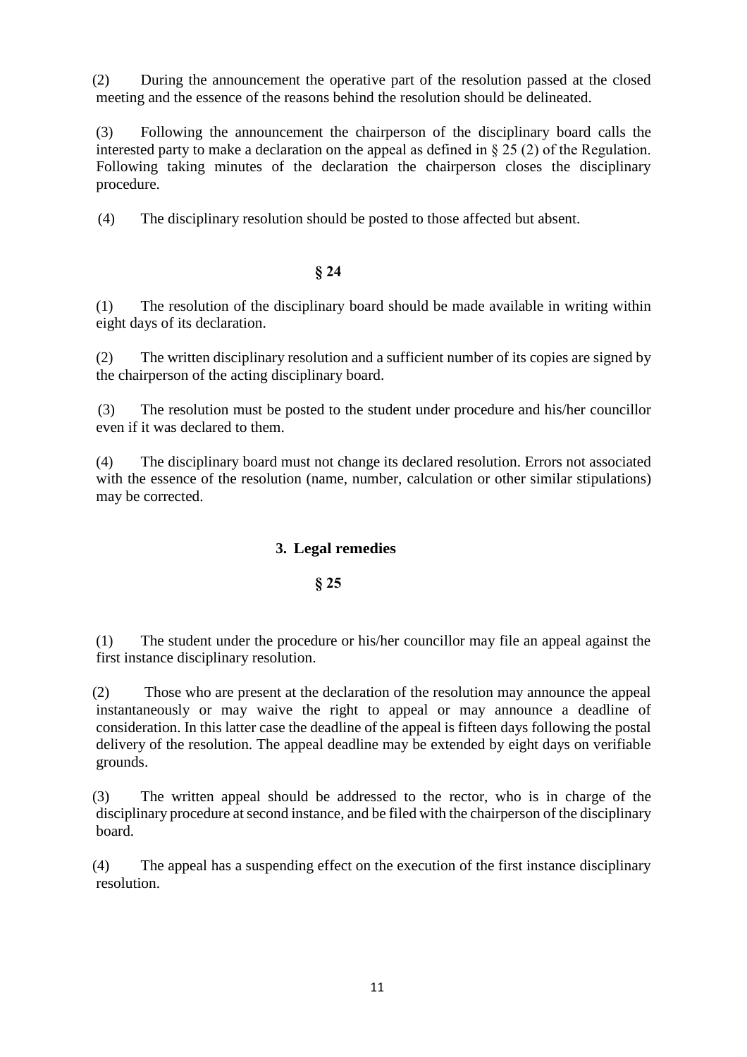(2) During the announcement the operative part of the resolution passed at the closed meeting and the essence of the reasons behind the resolution should be delineated.

(3) Following the announcement the chairperson of the disciplinary board calls the interested party to make a declaration on the appeal as defined in § 25 (2) of the Regulation. Following taking minutes of the declaration the chairperson closes the disciplinary procedure.

(4) The disciplinary resolution should be posted to those affected but absent.

**§ 24**

(1) The resolution of the disciplinary board should be made available in writing within eight days of its declaration.

(2) The written disciplinary resolution and a sufficient number of its copies are signed by the chairperson of the acting disciplinary board.

(3) The resolution must be posted to the student under procedure and his/her councillor even if it was declared to them.

(4) The disciplinary board must not change its declared resolution. Errors not associated with the essence of the resolution (name, number, calculation or other similar stipulations) may be corrected.

## 3. Legal remedies

**§ 25**

(1) The student under the procedure or his/her councillor may file an appeal against the first instance disciplinary resolution.

(2) Those who are present at the declaration of the resolution may announce the appeal instantaneously or may waive the right to appeal or may announce a deadline of consideration. In this latter case the deadline of the appeal is fifteen days following the postal delivery of the resolution. The appeal deadline may be extended by eight days on verifiable grounds.

(3) The written appeal should be addressed to the rector, who is in charge of the disciplinary procedure at second instance, and be filed with the chairperson of the disciplinary board.

(4) The appeal has a suspending effect on the execution of the first instance disciplinary resolution.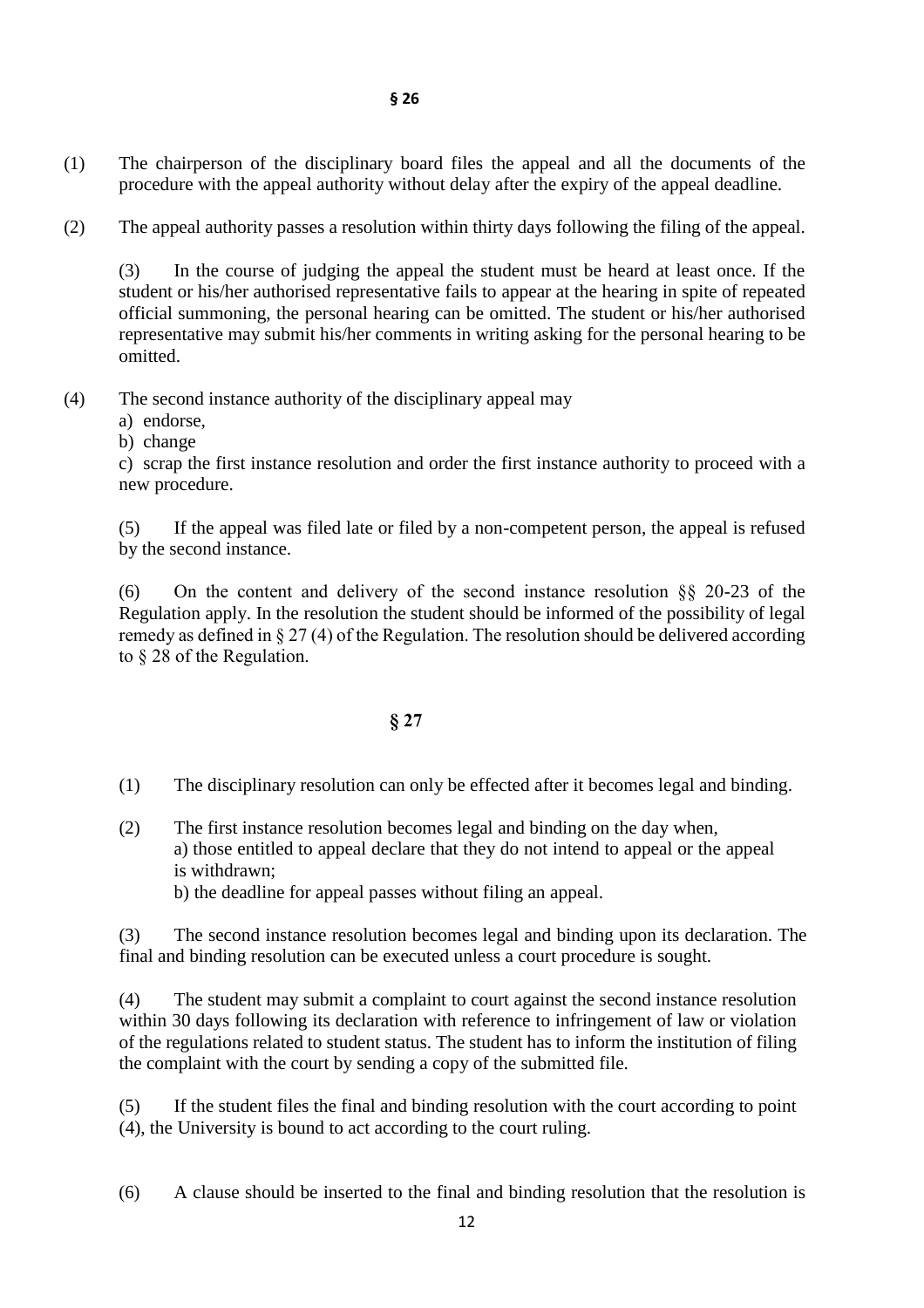## § 26

(1) The chairperson of the disciplinary board files the appeal and all the documents of the procedure with the appeal authority without delay after the expiry of the appeal deadline.

(2) The appeal authority passes a resolution within thirty days following the filing of the appeal.

(3) In the course of judging the appeal the student must be heard at least once. If the student or his/her authorised representative fails to appear at the hearing in spite of repeated official summoning, the personal hearing can be omitted. The student or his/her authorised representative may submit his/her comments in writing asking for the personal hearing to be omitted.

(4) The second instance authority of the disciplinary appeal may
a) endorse,
b) change
c) scrap the first instance resolution and order the first instance authority to proceed with a new procedure.

(5) If the appeal was filed late or filed by a non-competent person, the appeal is refused by the second instance.

(6) On the content and delivery of the second instance resolution §§ 20-23 of the Regulation apply. In the resolution the student should be informed of the possibility of legal remedy as defined in § 27 (4) of the Regulation. The resolution should be delivered according to § 28 of the Regulation.

## § 27

(1) The disciplinary resolution can only be effected after it becomes legal and binding.

(2) The first instance resolution becomes legal and binding on the day when,
a) those entitled to appeal declare that they do not intend to appeal or the appeal is withdrawn;
b) the deadline for appeal passes without filing an appeal.

(3) The second instance resolution becomes legal and binding upon its declaration. The final and binding resolution can be executed unless a court procedure is sought.

(4) The student may submit a complaint to court against the second instance resolution within 30 days following its declaration with reference to infringement of law or violation of the regulations related to student status. The student has to inform the institution of filing the complaint with the court by sending a copy of the submitted file.

(5) If the student files the final and binding resolution with the court according to point (4), the University is bound to act according to the court ruling.

(6) A clause should be inserted to the final and binding resolution that the resolution is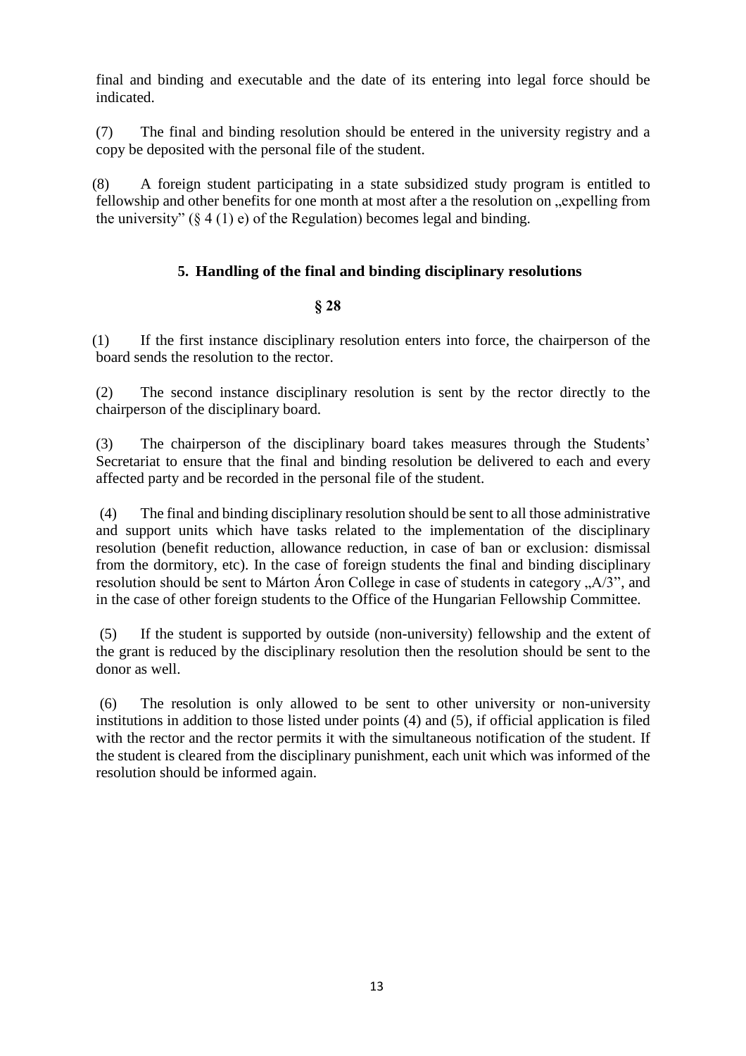final and binding and executable and the date of its entering into legal force should be indicated.

(7) The final and binding resolution should be entered in the university registry and a copy be deposited with the personal file of the student.

(8) A foreign student participating in a state subsidized study program is entitled to fellowship and other benefits for one month at most after a the resolution on „expelling from the university" (§ 4 (1) e) of the Regulation) becomes legal and binding.

## 5. Handling of the final and binding disciplinary resolutions

### § 28

(1) If the first instance disciplinary resolution enters into force, the chairperson of the board sends the resolution to the rector.

(2) The second instance disciplinary resolution is sent by the rector directly to the chairperson of the disciplinary board.

(3) The chairperson of the disciplinary board takes measures through the Students' Secretariat to ensure that the final and binding resolution be delivered to each and every affected party and be recorded in the personal file of the student.

(4) The final and binding disciplinary resolution should be sent to all those administrative and support units which have tasks related to the implementation of the disciplinary resolution (benefit reduction, allowance reduction, in case of ban or exclusion: dismissal from the dormitory, etc). In the case of foreign students the final and binding disciplinary resolution should be sent to Márton Áron College in case of students in category „A/3", and in the case of other foreign students to the Office of the Hungarian Fellowship Committee.

(5) If the student is supported by outside (non-university) fellowship and the extent of the grant is reduced by the disciplinary resolution then the resolution should be sent to the donor as well.

(6) The resolution is only allowed to be sent to other university or non-university institutions in addition to those listed under points (4) and (5), if official application is filed with the rector and the rector permits it with the simultaneous notification of the student. If the student is cleared from the disciplinary punishment, each unit which was informed of the resolution should be informed again.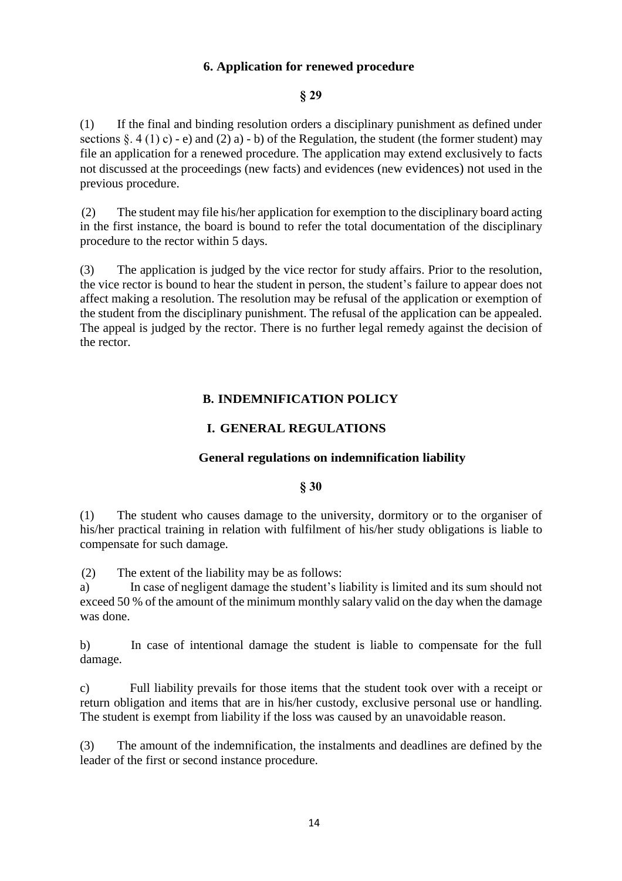### 6. Application for renewed procedure

**§ 29**

(1) If the final and binding resolution orders a disciplinary punishment as defined under sections §. 4 (1) c) - e) and (2) a) - b) of the Regulation, the student (the former student) may file an application for a renewed procedure. The application may extend exclusively to facts not discussed at the proceedings (new facts) and evidences (new evidences) not used in the previous procedure.

(2) The student may file his/her application for exemption to the disciplinary board acting in the first instance, the board is bound to refer the total documentation of the disciplinary procedure to the rector within 5 days.

(3) The application is judged by the vice rector for study affairs. Prior to the resolution, the vice rector is bound to hear the student in person, the student's failure to appear does not affect making a resolution. The resolution may be refusal of the application or exemption of the student from the disciplinary punishment. The refusal of the application can be appealed. The appeal is judged by the rector. There is no further legal remedy against the decision of the rector.

## B. INDEMNIFICATION POLICY

## I. GENERAL REGULATIONS

### General regulations on indemnification liability

**§ 30**

(1) The student who causes damage to the university, dormitory or to the organiser of his/her practical training in relation with fulfilment of his/her study obligations is liable to compensate for such damage.

(2) The extent of the liability may be as follows:

a) In case of negligent damage the student's liability is limited and its sum should not exceed 50 % of the amount of the minimum monthly salary valid on the day when the damage was done.

b) In case of intentional damage the student is liable to compensate for the full damage.

c) Full liability prevails for those items that the student took over with a receipt or return obligation and items that are in his/her custody, exclusive personal use or handling. The student is exempt from liability if the loss was caused by an unavoidable reason.

(3) The amount of the indemnification, the instalments and deadlines are defined by the leader of the first or second instance procedure.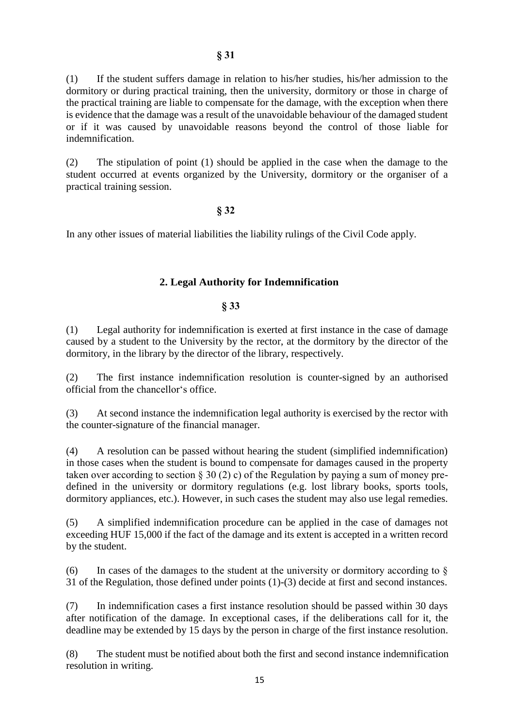**§ 31**

(1) If the student suffers damage in relation to his/her studies, his/her admission to the dormitory or during practical training, then the university, dormitory or those in charge of the practical training are liable to compensate for the damage, with the exception when there is evidence that the damage was a result of the unavoidable behaviour of the damaged student or if it was caused by unavoidable reasons beyond the control of those liable for indemnification.

(2) The stipulation of point (1) should be applied in the case when the damage to the student occurred at events organized by the University, dormitory or the organiser of a practical training session.

**§ 32**

In any other issues of material liabilities the liability rulings of the Civil Code apply.

## 2. Legal Authority for Indemnification

**§ 33**

(1) Legal authority for indemnification is exerted at first instance in the case of damage caused by a student to the University by the rector, at the dormitory by the director of the dormitory, in the library by the director of the library, respectively.

(2) The first instance indemnification resolution is counter-signed by an authorised official from the chancellor's office.

(3) At second instance the indemnification legal authority is exercised by the rector with the counter-signature of the financial manager.

(4) A resolution can be passed without hearing the student (simplified indemnification) in those cases when the student is bound to compensate for damages caused in the property taken over according to section § 30 (2) c) of the Regulation by paying a sum of money pre-defined in the university or dormitory regulations (e.g. lost library books, sports tools, dormitory appliances, etc.). However, in such cases the student may also use legal remedies.

(5) A simplified indemnification procedure can be applied in the case of damages not exceeding HUF 15,000 if the fact of the damage and its extent is accepted in a written record by the student.

(6) In cases of the damages to the student at the university or dormitory according to § 31 of the Regulation, those defined under points (1)-(3) decide at first and second instances.

(7) In indemnification cases a first instance resolution should be passed within 30 days after notification of the damage. In exceptional cases, if the deliberations call for it, the deadline may be extended by 15 days by the person in charge of the first instance resolution.

(8) The student must be notified about both the first and second instance indemnification resolution in writing.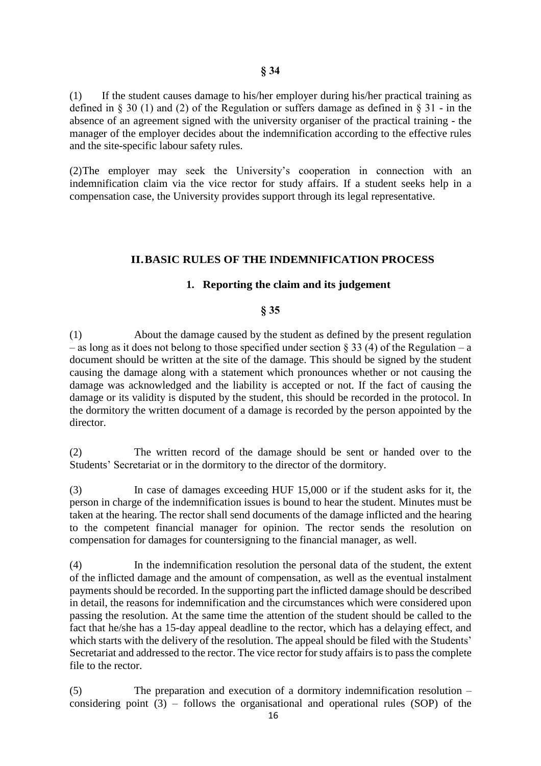**§ 34**

(1) If the student causes damage to his/her employer during his/her practical training as defined in § 30 (1) and (2) of the Regulation or suffers damage as defined in § 31 - in the absence of an agreement signed with the university organiser of the practical training - the manager of the employer decides about the indemnification according to the effective rules and the site-specific labour safety rules.

(2)The employer may seek the University's cooperation in connection with an indemnification claim via the vice rector for study affairs. If a student seeks help in a compensation case, the University provides support through its legal representative.

## II. BASIC RULES OF THE INDEMNIFICATION PROCESS

### 1. Reporting the claim and its judgement

**§ 35**

(1) About the damage caused by the student as defined by the present regulation – as long as it does not belong to those specified under section § 33 (4) of the Regulation – a document should be written at the site of the damage. This should be signed by the student causing the damage along with a statement which pronounces whether or not causing the damage was acknowledged and the liability is accepted or not. If the fact of causing the damage or its validity is disputed by the student, this should be recorded in the protocol. In the dormitory the written document of a damage is recorded by the person appointed by the director.

(2) The written record of the damage should be sent or handed over to the Students' Secretariat or in the dormitory to the director of the dormitory.

(3) In case of damages exceeding HUF 15,000 or if the student asks for it, the person in charge of the indemnification issues is bound to hear the student. Minutes must be taken at the hearing. The rector shall send documents of the damage inflicted and the hearing to the competent financial manager for opinion. The rector sends the resolution on compensation for damages for countersigning to the financial manager, as well.

(4) In the indemnification resolution the personal data of the student, the extent of the inflicted damage and the amount of compensation, as well as the eventual instalment payments should be recorded. In the supporting part the inflicted damage should be described in detail, the reasons for indemnification and the circumstances which were considered upon passing the resolution. At the same time the attention of the student should be called to the fact that he/she has a 15-day appeal deadline to the rector, which has a delaying effect, and which starts with the delivery of the resolution. The appeal should be filed with the Students' Secretariat and addressed to the rector. The vice rector for study affairs is to pass the complete file to the rector.

(5) The preparation and execution of a dormitory indemnification resolution – considering point (3) – follows the organisational and operational rules (SOP) of the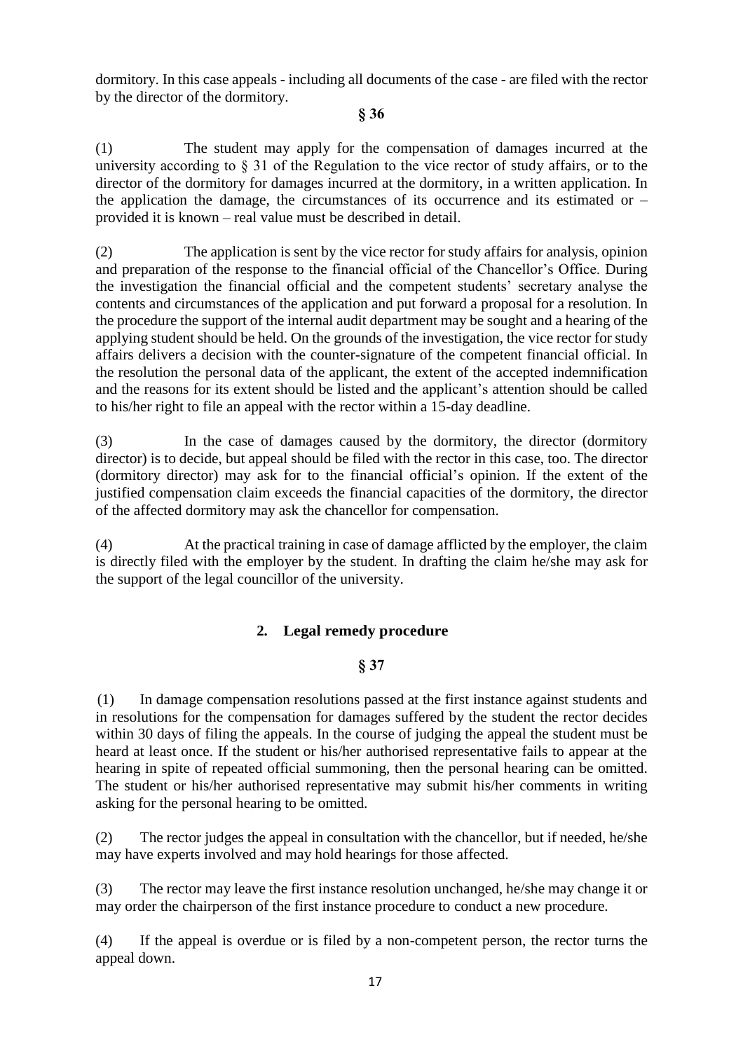dormitory. In this case appeals - including all documents of the case - are filed with the rector by the director of the dormitory.

**§ 36**

(1) The student may apply for the compensation of damages incurred at the university according to § 31 of the Regulation to the vice rector of study affairs, or to the director of the dormitory for damages incurred at the dormitory, in a written application. In the application the damage, the circumstances of its occurrence and its estimated or – provided it is known – real value must be described in detail.

(2) The application is sent by the vice rector for study affairs for analysis, opinion and preparation of the response to the financial official of the Chancellor's Office. During the investigation the financial official and the competent students' secretary analyse the contents and circumstances of the application and put forward a proposal for a resolution. In the procedure the support of the internal audit department may be sought and a hearing of the applying student should be held. On the grounds of the investigation, the vice rector for study affairs delivers a decision with the counter-signature of the competent financial official. In the resolution the personal data of the applicant, the extent of the accepted indemnification and the reasons for its extent should be listed and the applicant's attention should be called to his/her right to file an appeal with the rector within a 15-day deadline.

(3) In the case of damages caused by the dormitory, the director (dormitory director) is to decide, but appeal should be filed with the rector in this case, too. The director (dormitory director) may ask for to the financial official's opinion. If the extent of the justified compensation claim exceeds the financial capacities of the dormitory, the director of the affected dormitory may ask the chancellor for compensation.

(4) At the practical training in case of damage afflicted by the employer, the claim is directly filed with the employer by the student. In drafting the claim he/she may ask for the support of the legal councillor of the university.

## 2. Legal remedy procedure

**§ 37**

(1) In damage compensation resolutions passed at the first instance against students and in resolutions for the compensation for damages suffered by the student the rector decides within 30 days of filing the appeals. In the course of judging the appeal the student must be heard at least once. If the student or his/her authorised representative fails to appear at the hearing in spite of repeated official summoning, then the personal hearing can be omitted. The student or his/her authorised representative may submit his/her comments in writing asking for the personal hearing to be omitted.

(2) The rector judges the appeal in consultation with the chancellor, but if needed, he/she may have experts involved and may hold hearings for those affected.

(3) The rector may leave the first instance resolution unchanged, he/she may change it or may order the chairperson of the first instance procedure to conduct a new procedure.

(4) If the appeal is overdue or is filed by a non-competent person, the rector turns the appeal down.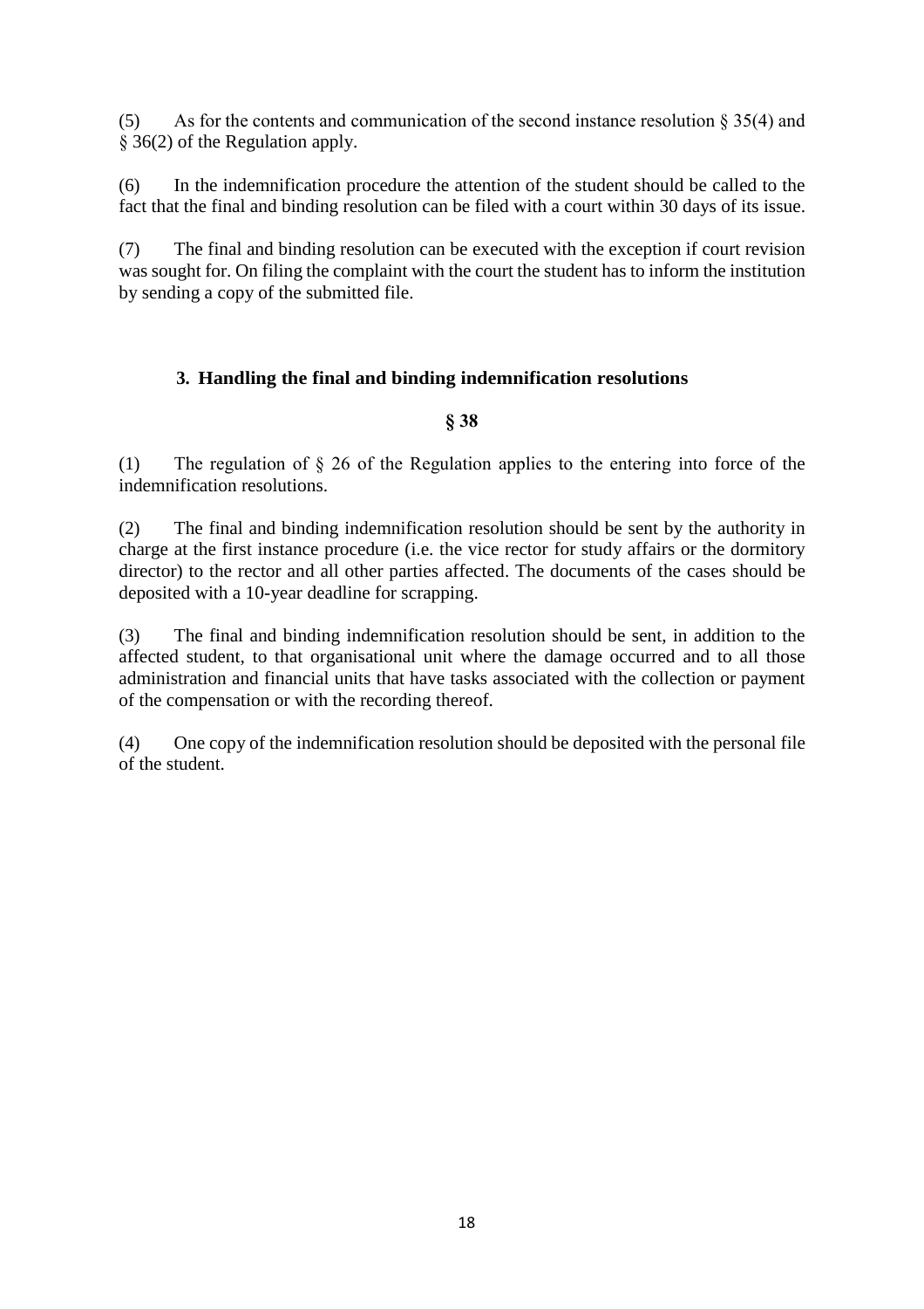(5) As for the contents and communication of the second instance resolution § 35(4) and § 36(2) of the Regulation apply.

(6) In the indemnification procedure the attention of the student should be called to the fact that the final and binding resolution can be filed with a court within 30 days of its issue.

(7) The final and binding resolution can be executed with the exception if court revision was sought for. On filing the complaint with the court the student has to inform the institution by sending a copy of the submitted file.

### 3. Handling the final and binding indemnification resolutions

**§ 38**

(1) The regulation of § 26 of the Regulation applies to the entering into force of the indemnification resolutions.

(2) The final and binding indemnification resolution should be sent by the authority in charge at the first instance procedure (i.e. the vice rector for study affairs or the dormitory director) to the rector and all other parties affected. The documents of the cases should be deposited with a 10-year deadline for scrapping.

(3) The final and binding indemnification resolution should be sent, in addition to the affected student, to that organisational unit where the damage occurred and to all those administration and financial units that have tasks associated with the collection or payment of the compensation or with the recording thereof.

(4) One copy of the indemnification resolution should be deposited with the personal file of the student.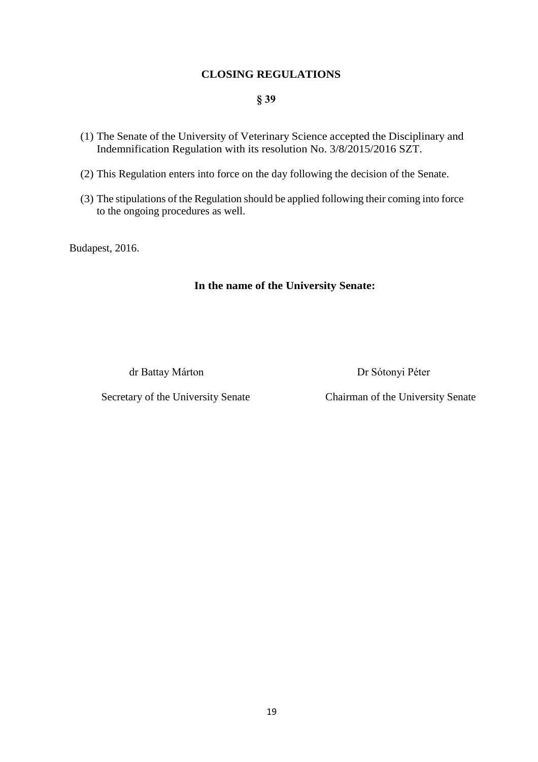## CLOSING REGULATIONS

### § 39

(1) The Senate of the University of Veterinary Science accepted the Disciplinary and Indemnification Regulation with its resolution No. 3/8/2015/2016 SZT.

(2) This Regulation enters into force on the day following the decision of the Senate.

(3) The stipulations of the Regulation should be applied following their coming into force to the ongoing procedures as well.

Budapest, 2016.

**In the name of the University Senate:**

| | |
|---|---|
| dr Battay Márton | Dr Sótonyi Péter |
| Secretary of the University Senate | Chairman of the University Senate |